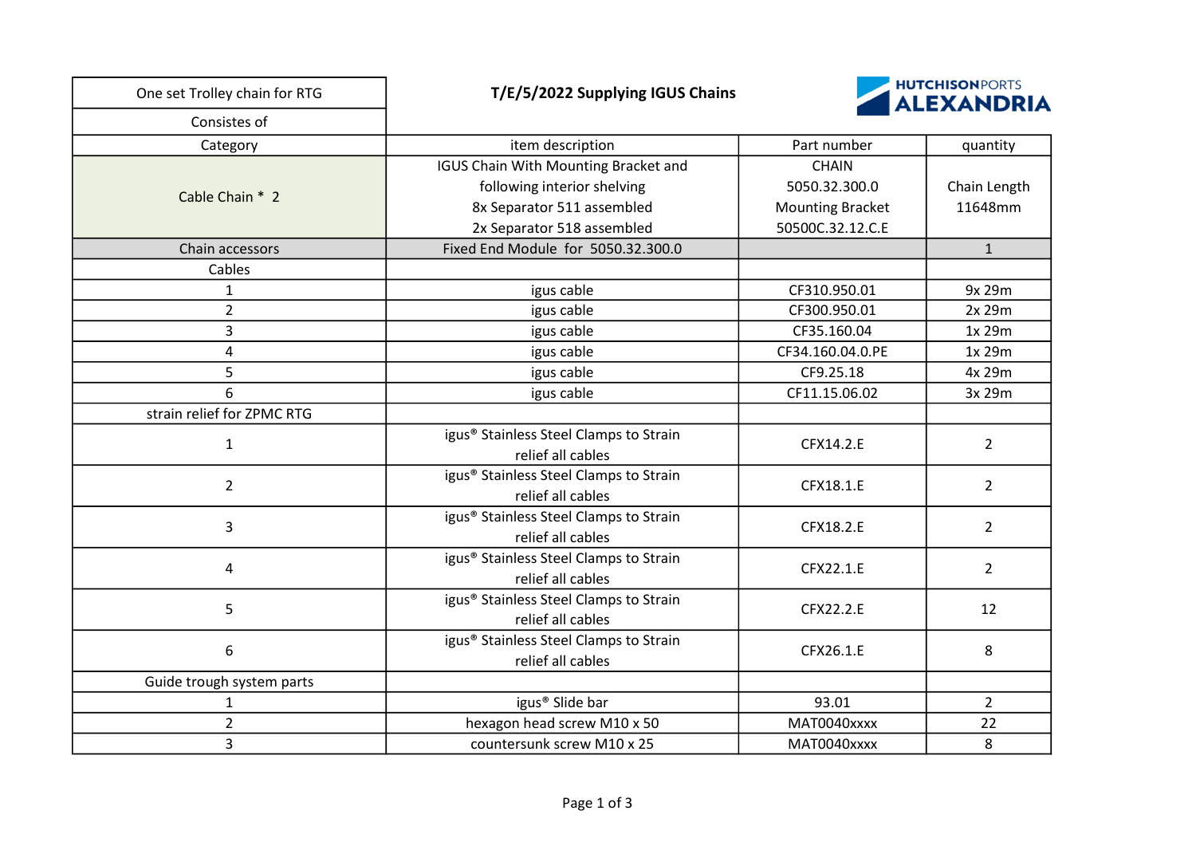| One set Trolley chain for RTG | **T/E/5/2022 Supplying IGUS Chains** | | HUTCHISON PORTS ALEXANDRIA |
|---|---|---|---|
| Consists of | | | |
| Category | item description | Part number | quantity |
| Cable Chain * 2 | IGUS Chain With Mounting Bracket and following interior shelving 8x Separator 511 assembled 2x Separator 518 assembled | CHAIN 5050.32.300.0 Mounting Bracket 50500C.32.12.C.E | Chain Length 11648mm |
| Chain accessors | Fixed End Module for 5050.32.300.0 | | 1 |
| Cables | | | |
| 1 | igus cable | CF310.950.01 | 9x 29m |
| 2 | igus cable | CF300.950.01 | 2x 29m |
| 3 | igus cable | CF35.160.04 | 1x 29m |
| 4 | igus cable | CF34.160.04.0.PE | 1x 29m |
| 5 | igus cable | CF9.25.18 | 4x 29m |
| 6 | igus cable | CF11.15.06.02 | 3x 29m |
| strain relief for ZPMC RTG | | | |
| 1 | igus® Stainless Steel Clamps to Strain relief all cables | CFX14.2.E | 2 |
| 2 | igus® Stainless Steel Clamps to Strain relief all cables | CFX18.1.E | 2 |
| 3 | igus® Stainless Steel Clamps to Strain relief all cables | CFX18.2.E | 2 |
| 4 | igus® Stainless Steel Clamps to Strain relief all cables | CFX22.1.E | 2 |
| 5 | igus® Stainless Steel Clamps to Strain relief all cables | CFX22.2.E | 12 |
| 6 | igus® Stainless Steel Clamps to Strain relief all cables | CFX26.1.E | 8 |
| Guide trough system parts | | | |
| 1 | igus® Slide bar | 93.01 | 2 |
| 2 | hexagon head screw M10 x 50 | MAT0040xxxx | 22 |
| 3 | countersunk screw M10 x 25 | MAT0040xxxx | 8 |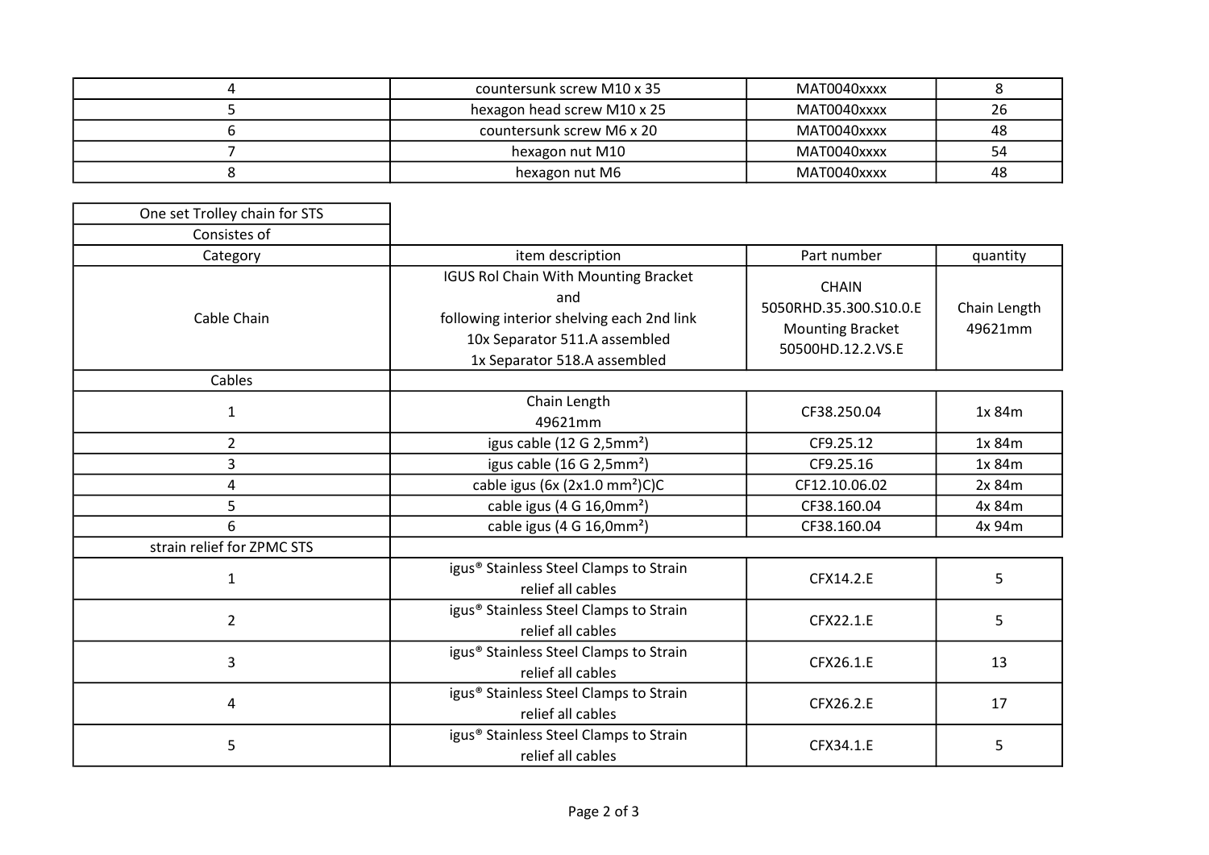| 4 | countersunk screw M10 x 35 | MAT0040xxxx | 8 |
|---|---|---|---|
| 5 | hexagon head screw M10 x 25 | MAT0040xxxx | 26 |
| 6 | countersunk screw M6 x 20 | MAT0040xxxx | 48 |
| 7 | hexagon nut M10 | MAT0040xxxx | 54 |
| 8 | hexagon nut M6 | MAT0040xxxx | 48 |

| One set Trolley chain for STS | | | |
|---|---|---|---|
| Consistes of | | | |
| Category | item description | Part number | quantity |
| Cable Chain | IGUS Rol Chain With Mounting Bracket<br>and<br>following interior shelving each 2nd link<br>10x Separator 511.A assembled<br>1x Separator 518.A assembled | CHAIN<br>5050RHD.35.300.S10.0.E<br>Mounting Bracket<br>50500HD.12.2.VS.E | Chain Length<br>49621mm |
| Cables | | | |
| 1 | Chain Length<br>49621mm | CF38.250.04 | 1x 84m |
| 2 | igus cable (12 G 2,5mm²) | CF9.25.12 | 1x 84m |
| 3 | igus cable (16 G 2,5mm²) | CF9.25.16 | 1x 84m |
| 4 | cable igus (6x (2x1.0 mm²)C)C | CF12.10.06.02 | 2x 84m |
| 5 | cable igus (4 G 16,0mm²) | CF38.160.04 | 4x 84m |
| 6 | cable igus (4 G 16,0mm²) | CF38.160.04 | 4x 94m |
| strain relief for ZPMC STS | | | |
| 1 | igus® Stainless Steel Clamps to Strain relief all cables | CFX14.2.E | 5 |
| 2 | igus® Stainless Steel Clamps to Strain relief all cables | CFX22.1.E | 5 |
| 3 | igus® Stainless Steel Clamps to Strain relief all cables | CFX26.1.E | 13 |
| 4 | igus® Stainless Steel Clamps to Strain relief all cables | CFX26.2.E | 17 |
| 5 | igus® Stainless Steel Clamps to Strain relief all cables | CFX34.1.E | 5 |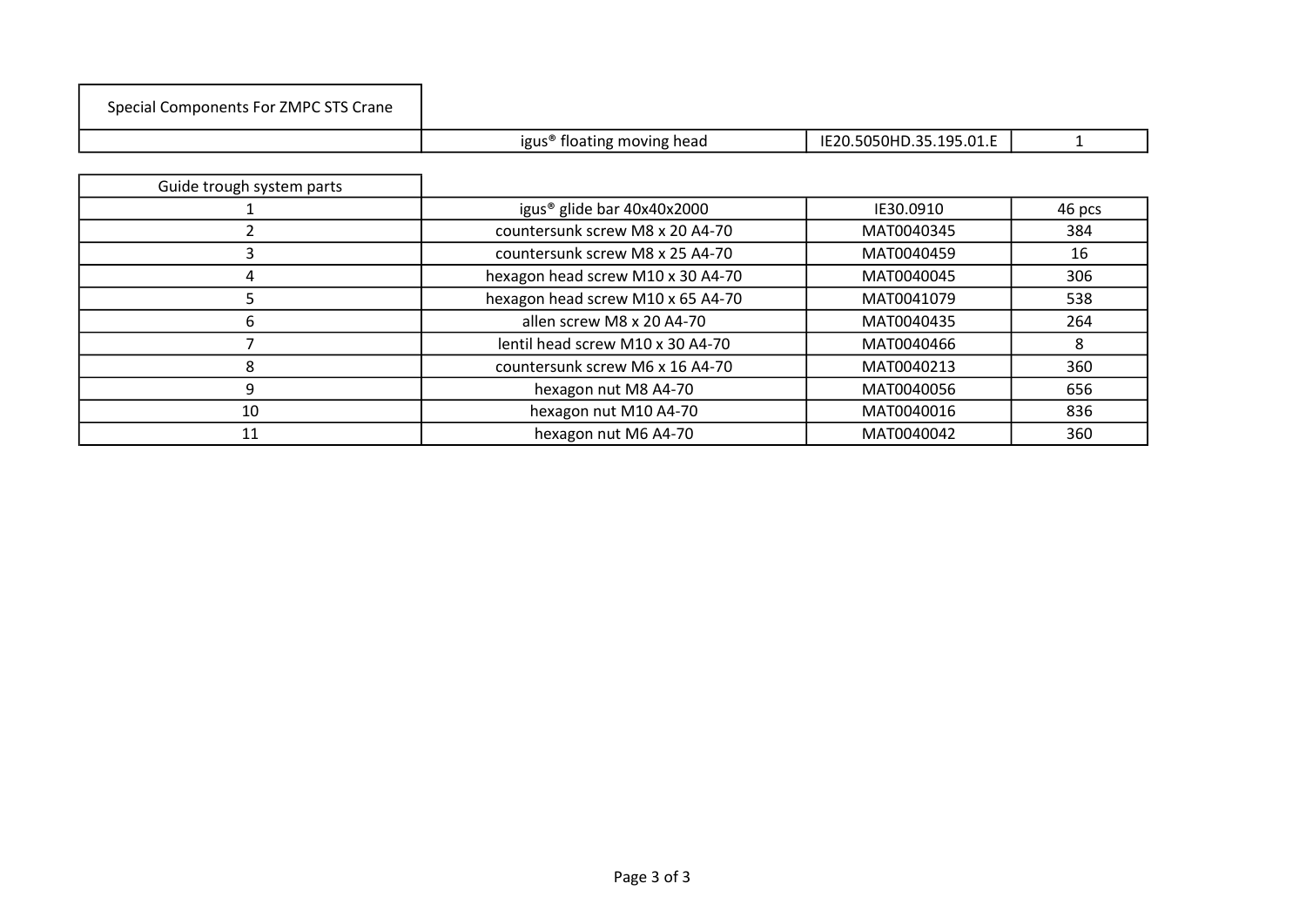| | | | |
|---|---|---|---|
| Special Components For ZMPC STS Crane | | | |
| | igus® floating moving head | IE20.5050HD.35.195.01.E | 1 |

| | | | |
|---|---|---|---|
| Guide trough system parts | | | |
| 1 | igus® glide bar 40x40x2000 | IE30.0910 | 46 pcs |
| 2 | countersunk screw M8 x 20 A4-70 | MAT0040345 | 384 |
| 3 | countersunk screw M8 x 25 A4-70 | MAT0040459 | 16 |
| 4 | hexagon head screw M10 x 30 A4-70 | MAT0040045 | 306 |
| 5 | hexagon head screw M10 x 65 A4-70 | MAT0041079 | 538 |
| 6 | allen screw M8 x 20 A4-70 | MAT0040435 | 264 |
| 7 | lentil head screw M10 x 30 A4-70 | MAT0040466 | 8 |
| 8 | countersunk screw M6 x 16 A4-70 | MAT0040213 | 360 |
| 9 | hexagon nut M8 A4-70 | MAT0040056 | 656 |
| 10 | hexagon nut M10 A4-70 | MAT0040016 | 836 |
| 11 | hexagon nut M6 A4-70 | MAT0040042 | 360 |